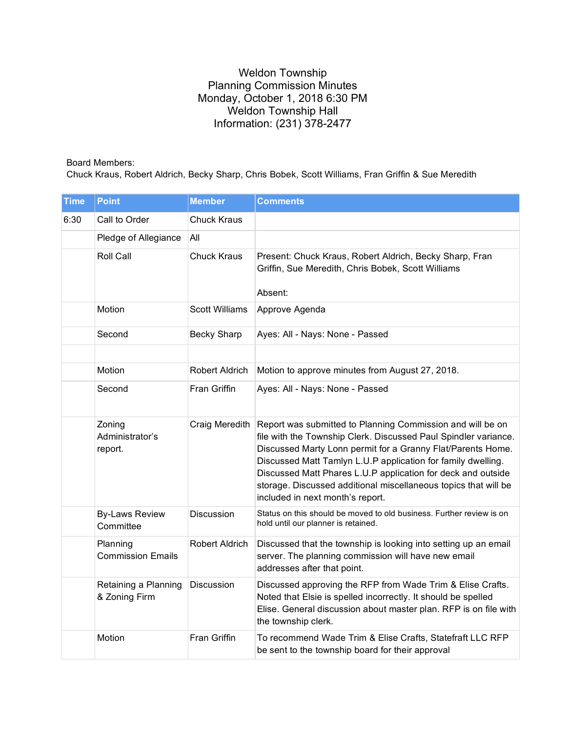# Weldon Township
## Planning Commission Minutes
### Monday, October 1, 2018 6:30 PM
### Weldon Township Hall
### Information: (231) 378-2477

Board Members:
Chuck Kraus, Robert Aldrich, Becky Sharp, Chris Bobek, Scott Williams, Fran Griffin & Sue Meredith

| Time | Point | Member | Comments |
|---|---|---|---|
| 6:30 | Call to Order | Chuck Kraus | |
| | Pledge of Allegiance | All | |
| | Roll Call | Chuck Kraus | Present: Chuck Kraus, Robert Aldrich, Becky Sharp, Fran Griffin, Sue Meredith, Chris Bobek, Scott Williams<br><br>Absent: |
| | Motion | Scott Williams | Approve Agenda |
| | Second | Becky Sharp | Ayes: All - Nays: None - Passed |
| | | | |
| | Motion | Robert Aldrich | Motion to approve minutes from August 27, 2018. |
| | Second | Fran Griffin | Ayes: All - Nays: None - Passed |
| | Zoning Administrator's report. | Craig Meredith | Report was submitted to Planning Commission and will be on file with the Township Clerk. Discussed Paul Spindler variance. Discussed Marty Lonn permit for a Granny Flat/Parents Home. Discussed Matt Tamlyn L.U.P application for family dwelling. Discussed Matt Phares L.U.P application for deck and outside storage. Discussed additional miscellaneous topics that will be included in next month's report. |
| | By-Laws Review Committee | Discussion | Status on this should be moved to old business. Further review is on hold until our planner is retained. |
| | Planning Commission Emails | Robert Aldrich | Discussed that the township is looking into setting up an email server. The planning commission will have new email addresses after that point. |
| | Retaining a Planning & Zoning Firm | Discussion | Discussed approving the RFP from Wade Trim & Elise Crafts. Noted that Elsie is spelled incorrectly. It should be spelled Elise. General discussion about master plan. RFP is on file with the township clerk. |
| | Motion | Fran Griffin | To recommend Wade Trim & Elise Crafts, Statefraft LLC RFP be sent to the township board for their approval |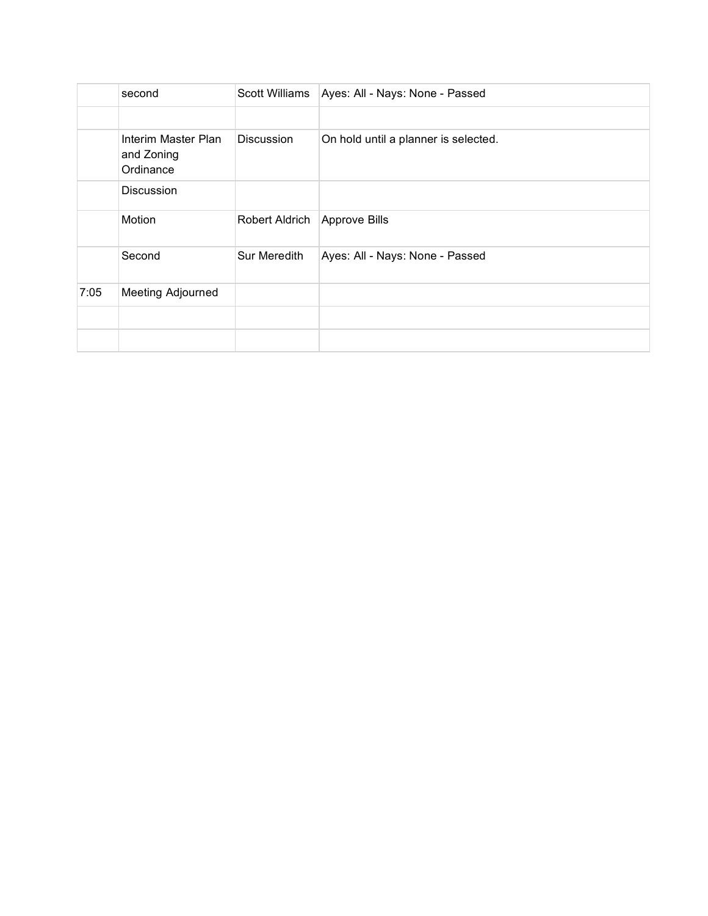| | | | |
|---|---|---|---|
| | second | Scott Williams | Ayes: All - Nays: None - Passed |
| | | | |
| | Interim Master Plan and Zoning Ordinance | Discussion | On hold until a planner is selected. |
| | Discussion | | |
| | Motion | Robert Aldrich | Approve Bills |
| | Second | Sur Meredith | Ayes: All - Nays: None - Passed |
| 7:05 | Meeting Adjourned | | |
| | | | |
| | | | |